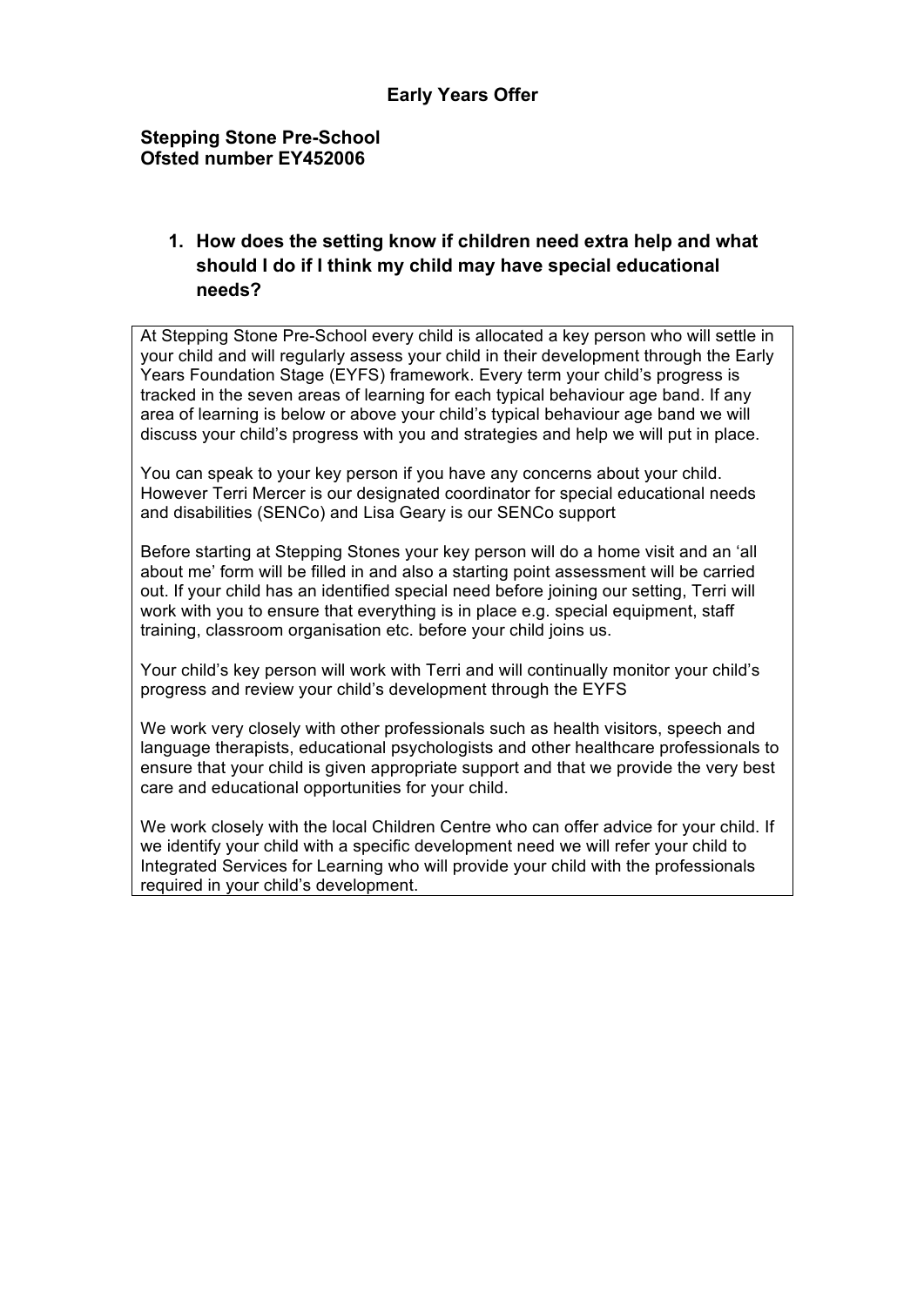# Early Years Offer

**Stepping Stone Pre-School**
**Ofsted number EY452006**

## 1. How does the setting know if children need extra help and what should I do if I think my child may have special educational needs?

At Stepping Stone Pre-School every child is allocated a key person who will settle in your child and will regularly assess your child in their development through the Early Years Foundation Stage (EYFS) framework. Every term your child's progress is tracked in the seven areas of learning for each typical behaviour age band. If any area of learning is below or above your child's typical behaviour age band we will discuss your child's progress with you and strategies and help we will put in place.

You can speak to your key person if you have any concerns about your child. However Terri Mercer is our designated coordinator for special educational needs and disabilities (SENCo) and Lisa Geary is our SENCo support

Before starting at Stepping Stones your key person will do a home visit and an 'all about me' form will be filled in and also a starting point assessment will be carried out. If your child has an identified special need before joining our setting, Terri will work with you to ensure that everything is in place e.g. special equipment, staff training, classroom organisation etc. before your child joins us.

Your child's key person will work with Terri and will continually monitor your child's progress and review your child's development through the EYFS

We work very closely with other professionals such as health visitors, speech and language therapists, educational psychologists and other healthcare professionals to ensure that your child is given appropriate support and that we provide the very best care and educational opportunities for your child.

We work closely with the local Children Centre who can offer advice for your child. If we identify your child with a specific development need we will refer your child to Integrated Services for Learning who will provide your child with the professionals required in your child's development.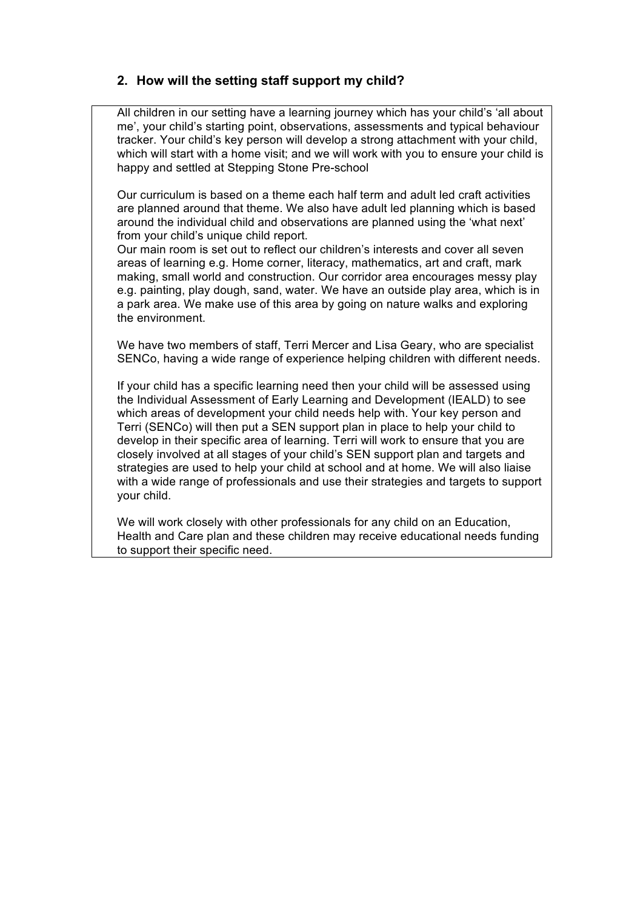## 2. How will the setting staff support my child?

All children in our setting have a learning journey which has your child's 'all about me', your child's starting point, observations, assessments and typical behaviour tracker. Your child's key person will develop a strong attachment with your child, which will start with a home visit; and we will work with you to ensure your child is happy and settled at Stepping Stone Pre-school

Our curriculum is based on a theme each half term and adult led craft activities are planned around that theme. We also have adult led planning which is based around the individual child and observations are planned using the 'what next' from your child's unique child report.
Our main room is set out to reflect our children's interests and cover all seven areas of learning e.g. Home corner, literacy, mathematics, art and craft, mark making, small world and construction. Our corridor area encourages messy play e.g. painting, play dough, sand, water. We have an outside play area, which is in a park area. We make use of this area by going on nature walks and exploring the environment.

We have two members of staff, Terri Mercer and Lisa Geary, who are specialist SENCo, having a wide range of experience helping children with different needs.

If your child has a specific learning need then your child will be assessed using the Individual Assessment of Early Learning and Development (IEALD) to see which areas of development your child needs help with. Your key person and Terri (SENCo) will then put a SEN support plan in place to help your child to develop in their specific area of learning. Terri will work to ensure that you are closely involved at all stages of your child's SEN support plan and targets and strategies are used to help your child at school and at home. We will also liaise with a wide range of professionals and use their strategies and targets to support your child.

We will work closely with other professionals for any child on an Education, Health and Care plan and these children may receive educational needs funding to support their specific need.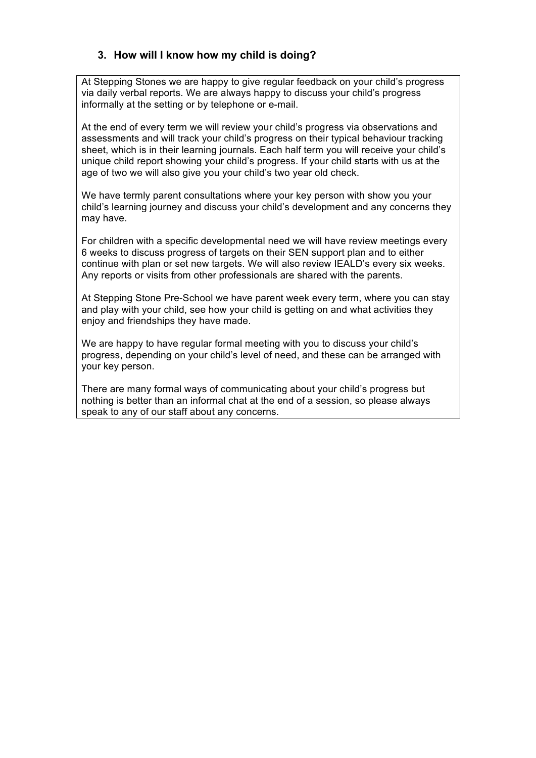### 3. How will I know how my child is doing?

At Stepping Stones we are happy to give regular feedback on your child's progress via daily verbal reports. We are always happy to discuss your child's progress informally at the setting or by telephone or e-mail.

At the end of every term we will review your child's progress via observations and assessments and will track your child's progress on their typical behaviour tracking sheet, which is in their learning journals. Each half term you will receive your child's unique child report showing your child's progress. If your child starts with us at the age of two we will also give you your child's two year old check.

We have termly parent consultations where your key person with show you your child's learning journey and discuss your child's development and any concerns they may have.

For children with a specific developmental need we will have review meetings every 6 weeks to discuss progress of targets on their SEN support plan and to either continue with plan or set new targets. We will also review IEALD's every six weeks. Any reports or visits from other professionals are shared with the parents.

At Stepping Stone Pre-School we have parent week every term, where you can stay and play with your child, see how your child is getting on and what activities they enjoy and friendships they have made.

We are happy to have regular formal meeting with you to discuss your child's progress, depending on your child's level of need, and these can be arranged with your key person.

There are many formal ways of communicating about your child's progress but nothing is better than an informal chat at the end of a session, so please always speak to any of our staff about any concerns.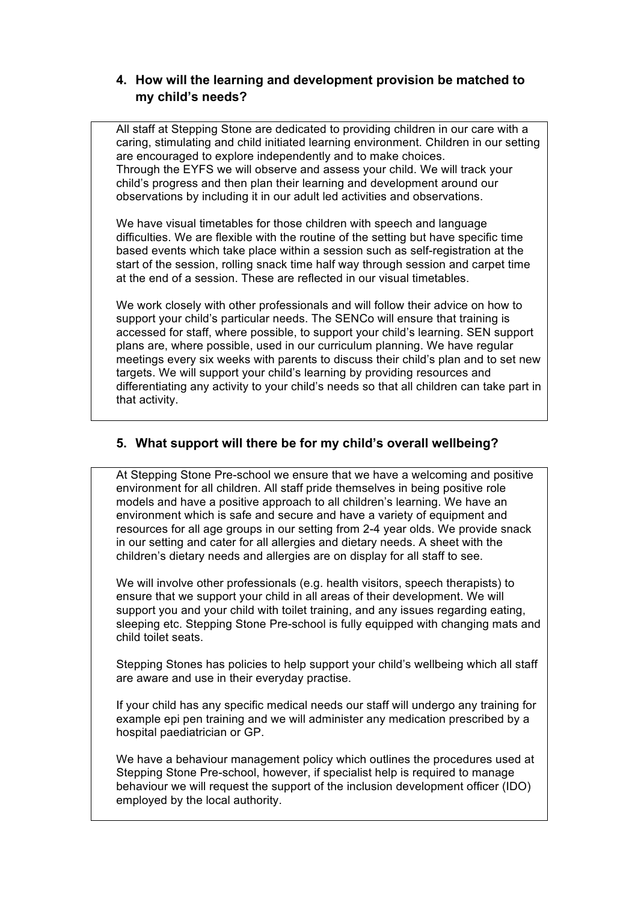## 4. How will the learning and development provision be matched to my child's needs?

All staff at Stepping Stone are dedicated to providing children in our care with a caring, stimulating and child initiated learning environment. Children in our setting are encouraged to explore independently and to make choices.
Through the EYFS we will observe and assess your child. We will track your child's progress and then plan their learning and development around our observations by including it in our adult led activities and observations.

We have visual timetables for those children with speech and language difficulties. We are flexible with the routine of the setting but have specific time based events which take place within a session such as self-registration at the start of the session, rolling snack time half way through session and carpet time at the end of a session. These are reflected in our visual timetables.

We work closely with other professionals and will follow their advice on how to support your child's particular needs. The SENCo will ensure that training is accessed for staff, where possible, to support your child's learning. SEN support plans are, where possible, used in our curriculum planning. We have regular meetings every six weeks with parents to discuss their child's plan and to set new targets. We will support your child's learning by providing resources and differentiating any activity to your child's needs so that all children can take part in that activity.

## 5. What support will there be for my child's overall wellbeing?

At Stepping Stone Pre-school we ensure that we have a welcoming and positive environment for all children. All staff pride themselves in being positive role models and have a positive approach to all children's learning. We have an environment which is safe and secure and have a variety of equipment and resources for all age groups in our setting from 2-4 year olds. We provide snack in our setting and cater for all allergies and dietary needs. A sheet with the children's dietary needs and allergies are on display for all staff to see.

We will involve other professionals (e.g. health visitors, speech therapists) to ensure that we support your child in all areas of their development. We will support you and your child with toilet training, and any issues regarding eating, sleeping etc. Stepping Stone Pre-school is fully equipped with changing mats and child toilet seats.

Stepping Stones has policies to help support your child's wellbeing which all staff are aware and use in their everyday practise.

If your child has any specific medical needs our staff will undergo any training for example epi pen training and we will administer any medication prescribed by a hospital paediatrician or GP.

We have a behaviour management policy which outlines the procedures used at Stepping Stone Pre-school, however, if specialist help is required to manage behaviour we will request the support of the inclusion development officer (IDO) employed by the local authority.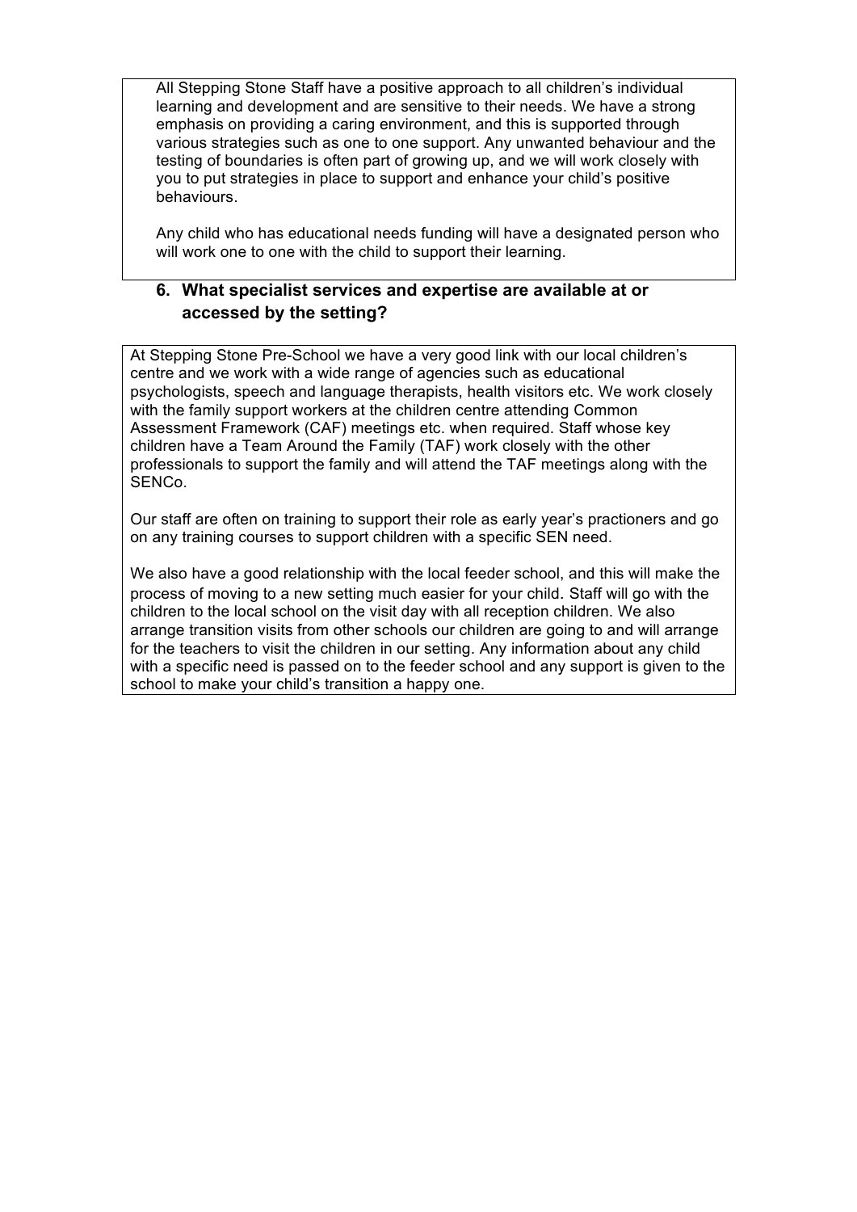All Stepping Stone Staff have a positive approach to all children's individual learning and development and are sensitive to their needs. We have a strong emphasis on providing a caring environment, and this is supported through various strategies such as one to one support. Any unwanted behaviour and the testing of boundaries is often part of growing up, and we will work closely with you to put strategies in place to support and enhance your child's positive behaviours.

Any child who has educational needs funding will have a designated person who will work one to one with the child to support their learning.

### 6. What specialist services and expertise are available at or accessed by the setting?

At Stepping Stone Pre-School we have a very good link with our local children's centre and we work with a wide range of agencies such as educational psychologists, speech and language therapists, health visitors etc. We work closely with the family support workers at the children centre attending Common Assessment Framework (CAF) meetings etc. when required. Staff whose key children have a Team Around the Family (TAF) work closely with the other professionals to support the family and will attend the TAF meetings along with the SENCo.

Our staff are often on training to support their role as early year's practioners and go on any training courses to support children with a specific SEN need.

We also have a good relationship with the local feeder school, and this will make the process of moving to a new setting much easier for your child. Staff will go with the children to the local school on the visit day with all reception children. We also arrange transition visits from other schools our children are going to and will arrange for the teachers to visit the children in our setting. Any information about any child with a specific need is passed on to the feeder school and any support is given to the school to make your child's transition a happy one.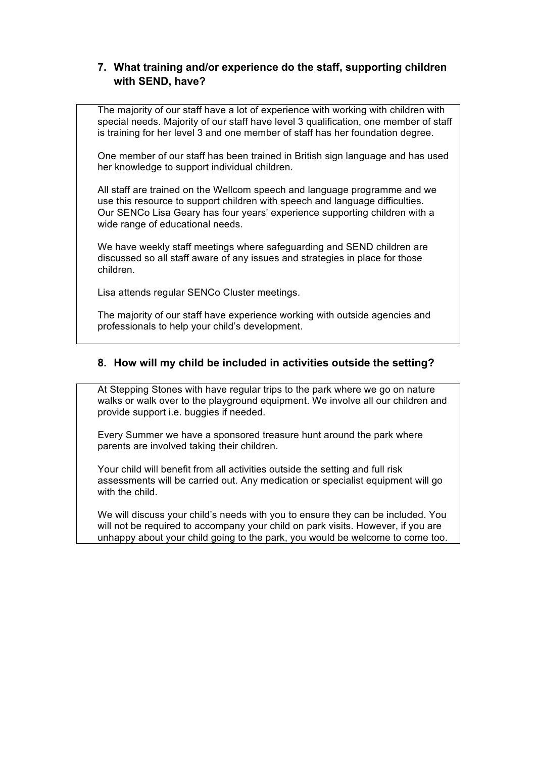## 7. What training and/or experience do the staff, supporting children with SEND, have?

The majority of our staff have a lot of experience with working with children with special needs. Majority of our staff have level 3 qualification, one member of staff is training for her level 3 and one member of staff has her foundation degree.

One member of our staff has been trained in British sign language and has used her knowledge to support individual children.

All staff are trained on the Wellcom speech and language programme and we use this resource to support children with speech and language difficulties. Our SENCo Lisa Geary has four years' experience supporting children with a wide range of educational needs.

We have weekly staff meetings where safeguarding and SEND children are discussed so all staff aware of any issues and strategies in place for those children.

Lisa attends regular SENCo Cluster meetings.

The majority of our staff have experience working with outside agencies and professionals to help your child's development.

## 8. How will my child be included in activities outside the setting?

At Stepping Stones with have regular trips to the park where we go on nature walks or walk over to the playground equipment. We involve all our children and provide support i.e. buggies if needed.

Every Summer we have a sponsored treasure hunt around the park where parents are involved taking their children.

Your child will benefit from all activities outside the setting and full risk assessments will be carried out. Any medication or specialist equipment will go with the child.

We will discuss your child's needs with you to ensure they can be included. You will not be required to accompany your child on park visits. However, if you are unhappy about your child going to the park, you would be welcome to come too.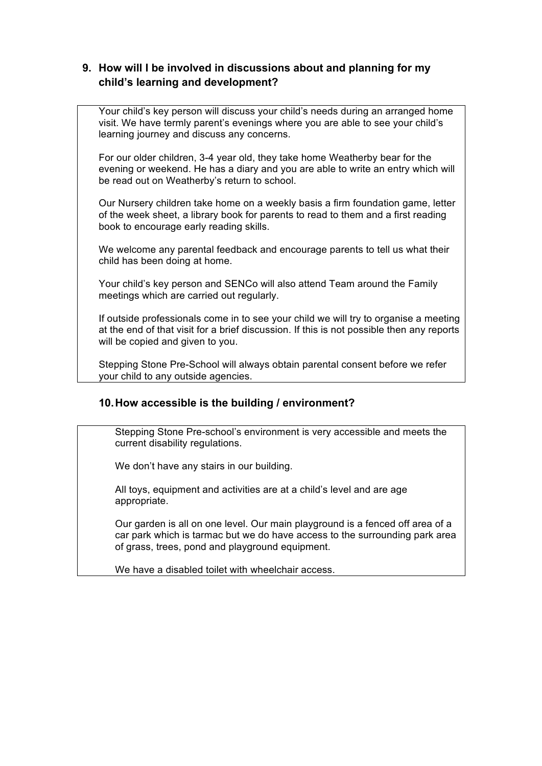## 9. How will I be involved in discussions about and planning for my child's learning and development?

Your child's key person will discuss your child's needs during an arranged home visit. We have termly parent's evenings where you are able to see your child's learning journey and discuss any concerns.

For our older children, 3-4 year old, they take home Weatherby bear for the evening or weekend. He has a diary and you are able to write an entry which will be read out on Weatherby's return to school.

Our Nursery children take home on a weekly basis a firm foundation game, letter of the week sheet, a library book for parents to read to them and a first reading book to encourage early reading skills.

We welcome any parental feedback and encourage parents to tell us what their child has been doing at home.

Your child's key person and SENCo will also attend Team around the Family meetings which are carried out regularly.

If outside professionals come in to see your child we will try to organise a meeting at the end of that visit for a brief discussion. If this is not possible then any reports will be copied and given to you.

Stepping Stone Pre-School will always obtain parental consent before we refer your child to any outside agencies.

## 10. How accessible is the building / environment?

Stepping Stone Pre-school's environment is very accessible and meets the current disability regulations.

We don't have any stairs in our building.

All toys, equipment and activities are at a child's level and are age appropriate.

Our garden is all on one level. Our main playground is a fenced off area of a car park which is tarmac but we do have access to the surrounding park area of grass, trees, pond and playground equipment.

We have a disabled toilet with wheelchair access.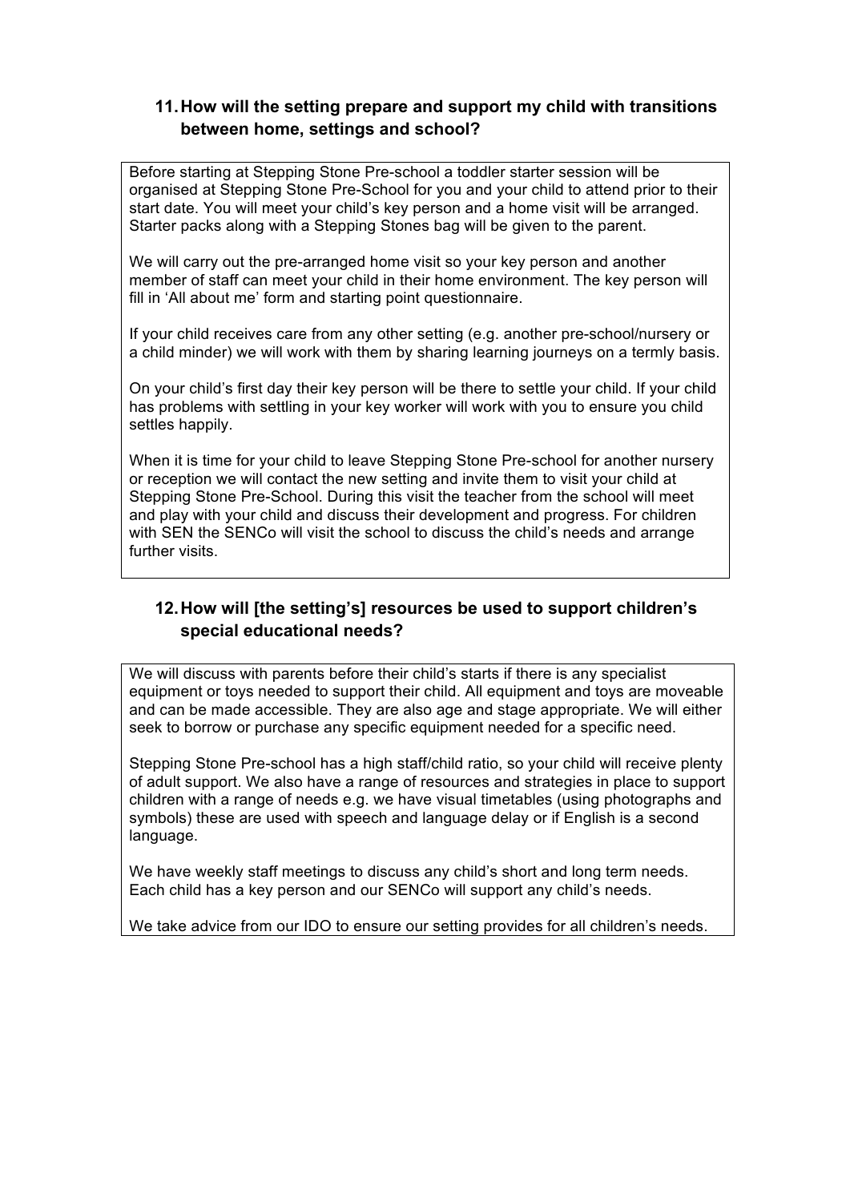## 11. How will the setting prepare and support my child with transitions between home, settings and school?

Before starting at Stepping Stone Pre-school a toddler starter session will be organised at Stepping Stone Pre-School for you and your child to attend prior to their start date. You will meet your child's key person and a home visit will be arranged. Starter packs along with a Stepping Stones bag will be given to the parent.

We will carry out the pre-arranged home visit so your key person and another member of staff can meet your child in their home environment. The key person will fill in 'All about me' form and starting point questionnaire.

If your child receives care from any other setting (e.g. another pre-school/nursery or a child minder) we will work with them by sharing learning journeys on a termly basis.

On your child's first day their key person will be there to settle your child. If your child has problems with settling in your key worker will work with you to ensure you child settles happily.

When it is time for your child to leave Stepping Stone Pre-school for another nursery or reception we will contact the new setting and invite them to visit your child at Stepping Stone Pre-School. During this visit the teacher from the school will meet and play with your child and discuss their development and progress. For children with SEN the SENCo will visit the school to discuss the child's needs and arrange further visits.

## 12. How will [the setting's] resources be used to support children's special educational needs?

We will discuss with parents before their child's starts if there is any specialist equipment or toys needed to support their child. All equipment and toys are moveable and can be made accessible. They are also age and stage appropriate. We will either seek to borrow or purchase any specific equipment needed for a specific need.

Stepping Stone Pre-school has a high staff/child ratio, so your child will receive plenty of adult support. We also have a range of resources and strategies in place to support children with a range of needs e.g. we have visual timetables (using photographs and symbols) these are used with speech and language delay or if English is a second language.

We have weekly staff meetings to discuss any child's short and long term needs. Each child has a key person and our SENCo will support any child's needs.

We take advice from our IDO to ensure our setting provides for all children's needs.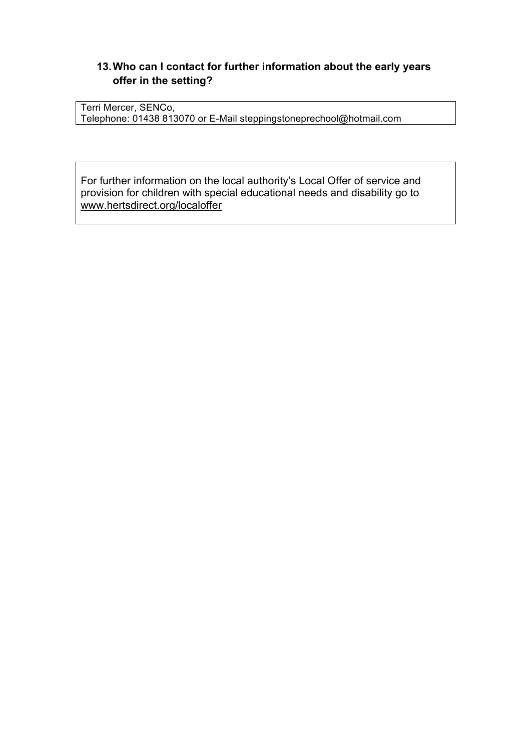**13. Who can I contact for further information about the early years offer in the setting?**

Terri Mercer, SENCo,
Telephone: 01438 813070 or E-Mail steppingstoneprechool@hotmail.com

For further information on the local authority's Local Offer of service and provision for children with special educational needs and disability go to www.hertsdirect.org/localoffer